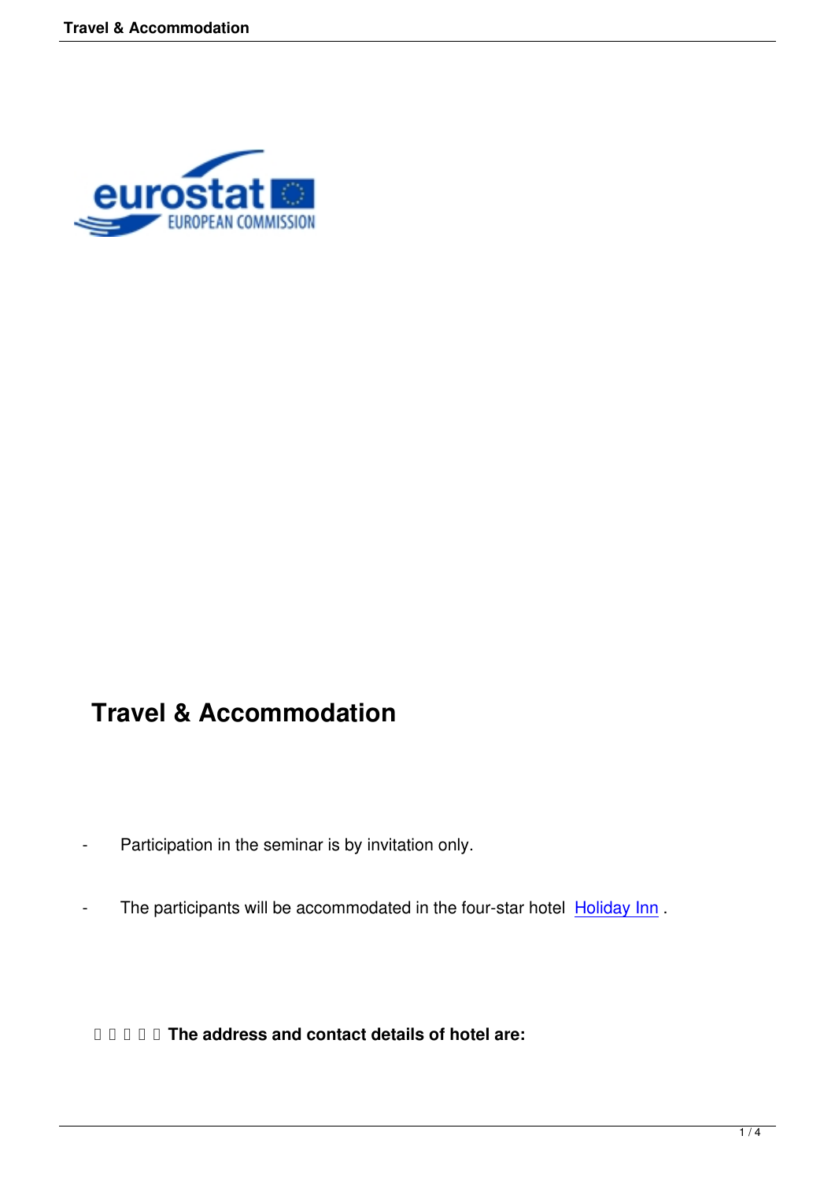# Travel & Accommodation

- Participation in the seminar is by invitation only.
- The participants will be accommodated in the four-star hotel [Holiday Inn](#) .

**The address and contact details of hotel are:**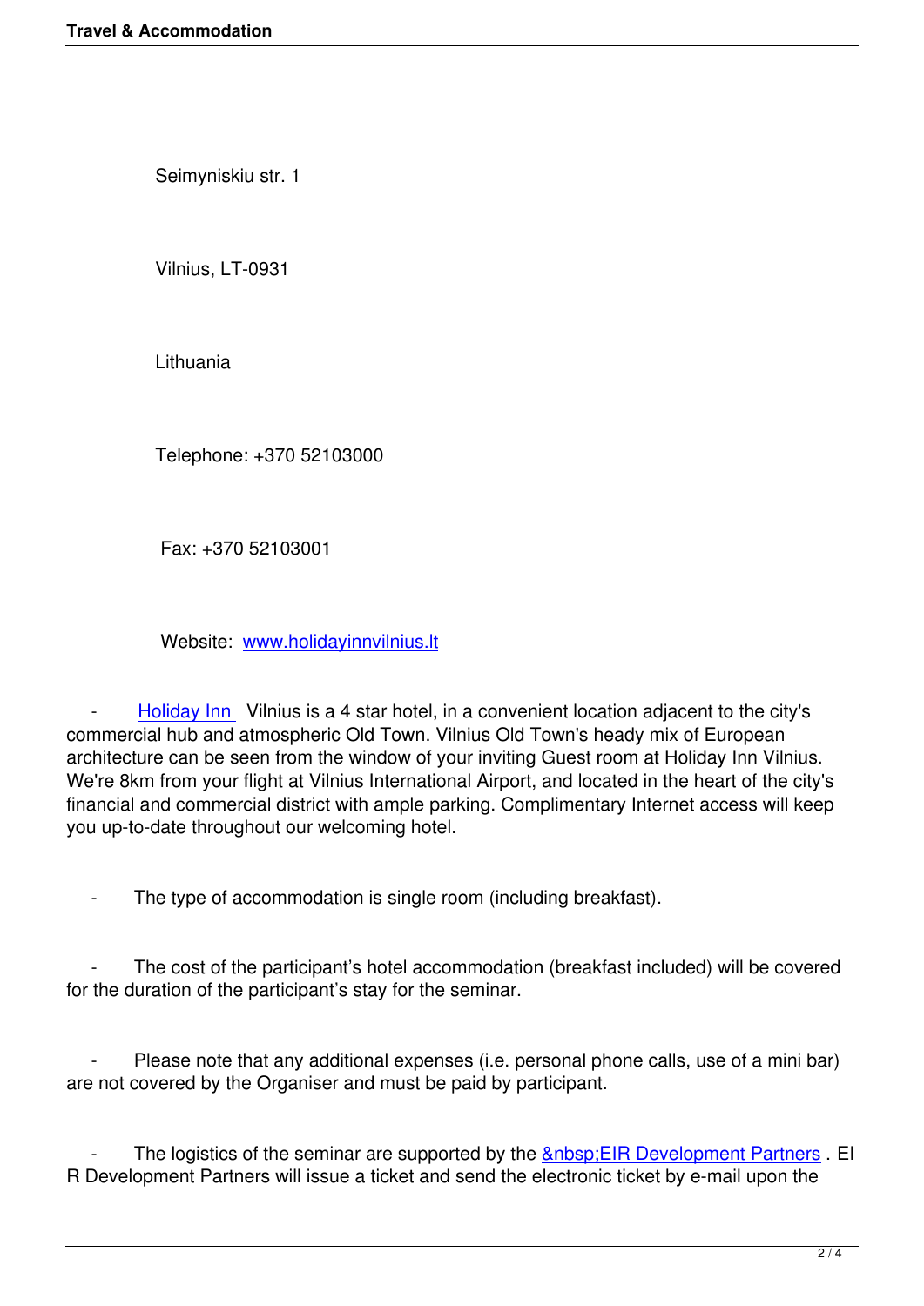Seimyniskiu str. 1

Vilnius, LT-0931

Lithuania

Telephone: +370 52103000

Fax: +370 52103001

Website: www.holidayinnvilnius.lt

- Holiday Inn Vilnius is a 4 star hotel, in a convenient location adjacent to the city's commercial hub and atmospheric Old Town. Vilnius Old Town's heady mix of European architecture can be seen from the window of your inviting Guest room at Holiday Inn Vilnius. We're 8km from your flight at Vilnius International Airport, and located in the heart of the city's financial and commercial district with ample parking. Complimentary Internet access will keep you up-to-date throughout our welcoming hotel.

- The type of accommodation is single room (including breakfast).

- The cost of the participant's hotel accommodation (breakfast included) will be covered for the duration of the participant's stay for the seminar.

- Please note that any additional expenses (i.e. personal phone calls, use of a mini bar) are not covered by the Organiser and must be paid by participant.

- The logistics of the seminar are supported by the &nbsp;EIR Development Partners . EIR Development Partners will issue a ticket and send the electronic ticket by e-mail upon the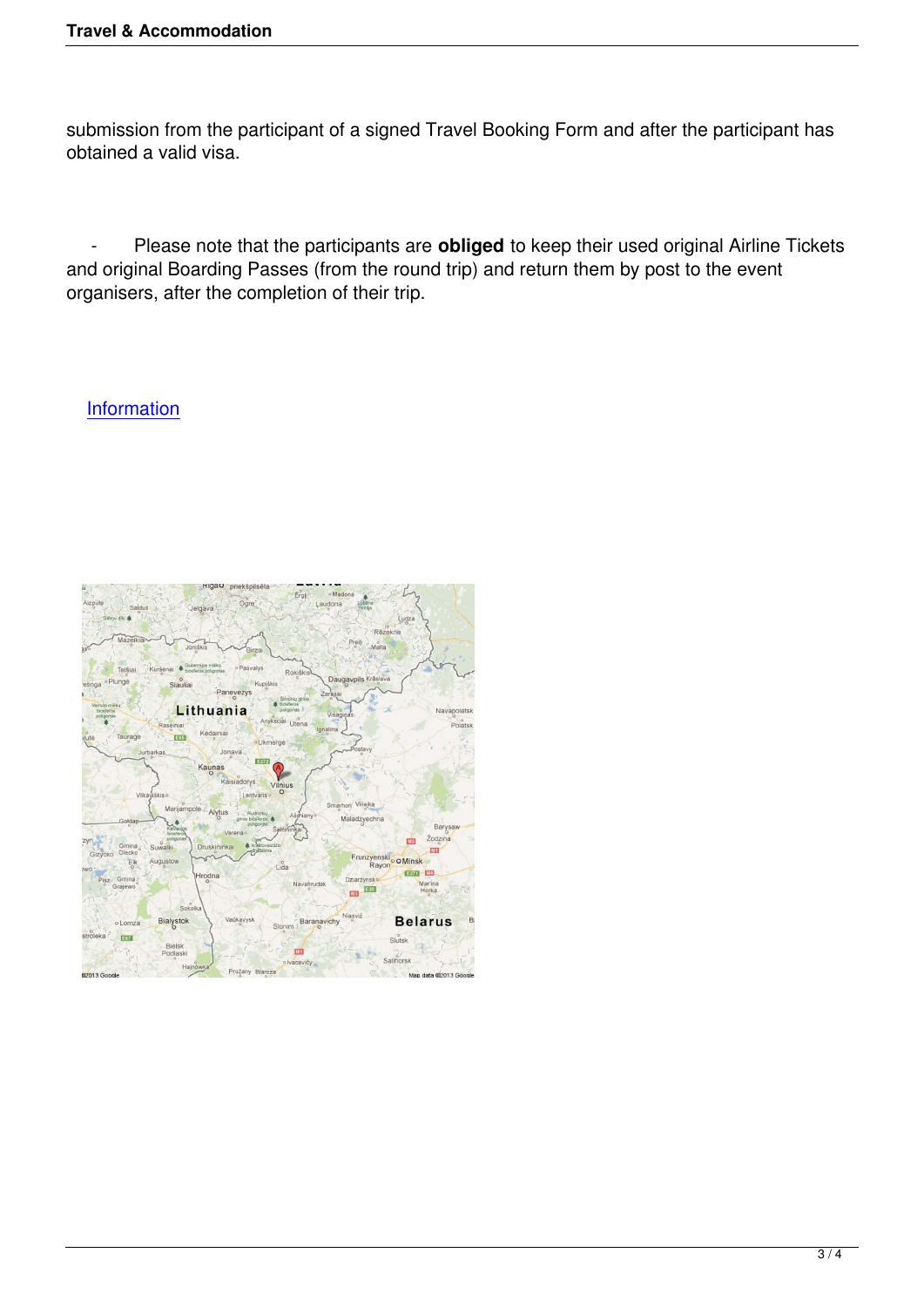submission from the participant of a signed Travel Booking Form and after the participant has obtained a valid visa.

- Please note that the participants are **obliged** to keep their used original Airline Tickets and original Boarding Passes (from the round trip) and return them by post to the event organisers, after the completion of their trip.

Information